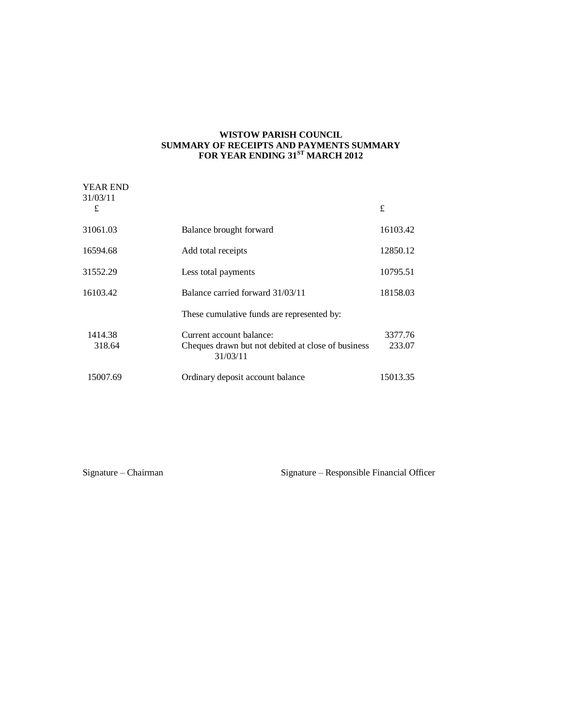**WISTOW PARISH COUNCIL**
**SUMMARY OF RECEIPTS AND PAYMENTS SUMMARY**
**FOR YEAR ENDING 31[ST] MARCH 2012**

| YEAR END 31/03/11 £ | | £ |
|---|---|---|
| 31061.03 | Balance brought forward | 16103.42 |
| 16594.68 | Add total receipts | 12850.12 |
| 31552.29 | Less total payments | 10795.51 |
| 16103.42 | Balance carried forward 31/03/11 | 18158.03 |
| | These cumulative funds are represented by: | |
| 1414.38 | Current account balance: | 3377.76 |
| 318.64 | Cheques drawn but not debited at close of business 31/03/11 | 233.07 |
| 15007.69 | Ordinary deposit account balance | 15013.35 |

Signature – Chairman

Signature – Responsible Financial Officer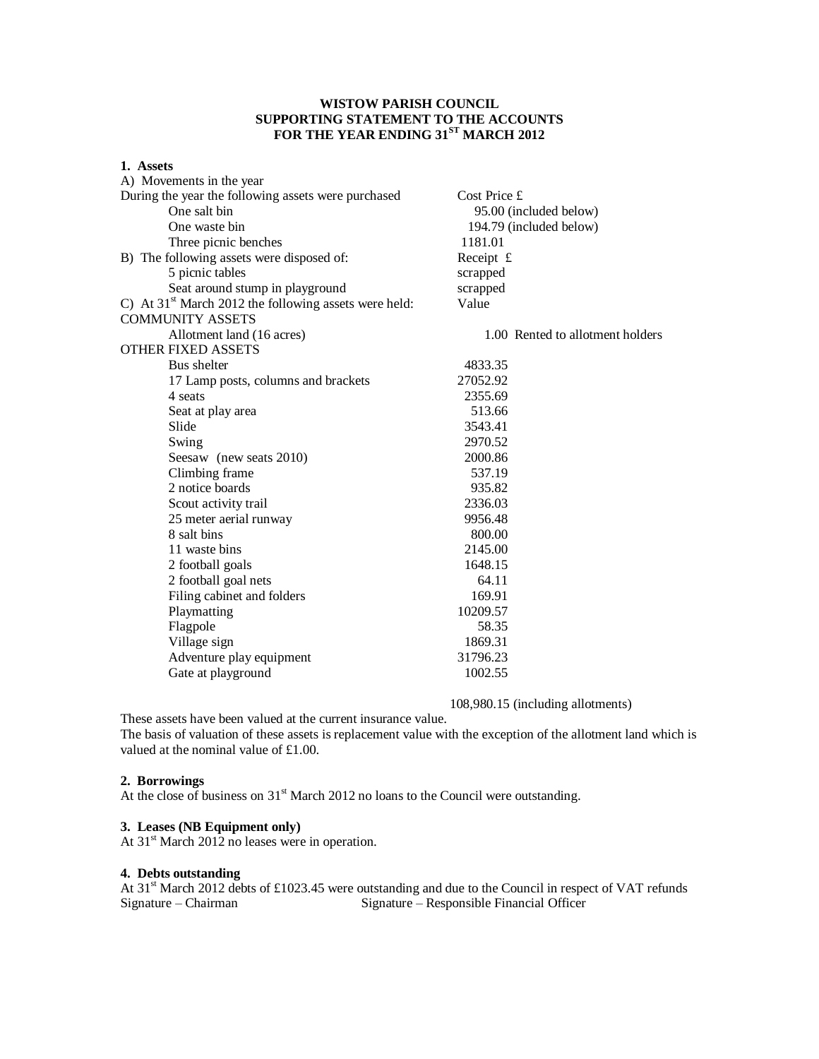**WISTOW PARISH COUNCIL**
**SUPPORTING STATEMENT TO THE ACCOUNTS**
**FOR THE YEAR ENDING 31ST MARCH 2012**

**1. Assets**

A) Movements in the year

| During the year the following assets were purchased | Cost Price £ |
|---|---|
| One salt bin | 95.00 (included below) |
| One waste bin | 194.79 (included below) |
| Three picnic benches | 1181.01 |

| B) The following assets were disposed of: | Receipt £ |
|---|---|
| 5 picnic tables | scrapped |
| Seat around stump in playground | scrapped |

| C) At 31st March 2012 the following assets were held: | Value |
|---|---|
| COMMUNITY ASSETS | |
| Allotment land (16 acres) | 1.00 Rented to allotment holders |
| OTHER FIXED ASSETS | |
| Bus shelter | 4833.35 |
| 17 Lamp posts, columns and brackets | 27052.92 |
| 4 seats | 2355.69 |
| Seat at play area | 513.66 |
| Slide | 3543.41 |
| Swing | 2970.52 |
| Seesaw (new seats 2010) | 2000.86 |
| Climbing frame | 537.19 |
| 2 notice boards | 935.82 |
| Scout activity trail | 2336.03 |
| 25 meter aerial runway | 9956.48 |
| 8 salt bins | 800.00 |
| 11 waste bins | 2145.00 |
| 2 football goals | 1648.15 |
| 2 football goal nets | 64.11 |
| Filing cabinet and folders | 169.91 |
| Playmatting | 10209.57 |
| Flagpole | 58.35 |
| Village sign | 1869.31 |
| Adventure play equipment | 31796.23 |
| Gate at playground | 1002.55 |
| | 108,980.15 (including allotments) |

These assets have been valued at the current insurance value.
The basis of valuation of these assets is replacement value with the exception of the allotment land which is valued at the nominal value of £1.00.

**2. Borrowings**

At the close of business on 31st March 2012 no loans to the Council were outstanding.

**3. Leases (NB Equipment only)**

At 31st March 2012 no leases were in operation.

**4. Debts outstanding**

At 31st March 2012 debts of £1023.45 were outstanding and due to the Council in respect of VAT refunds

Signature – Chairman Signature – Responsible Financial Officer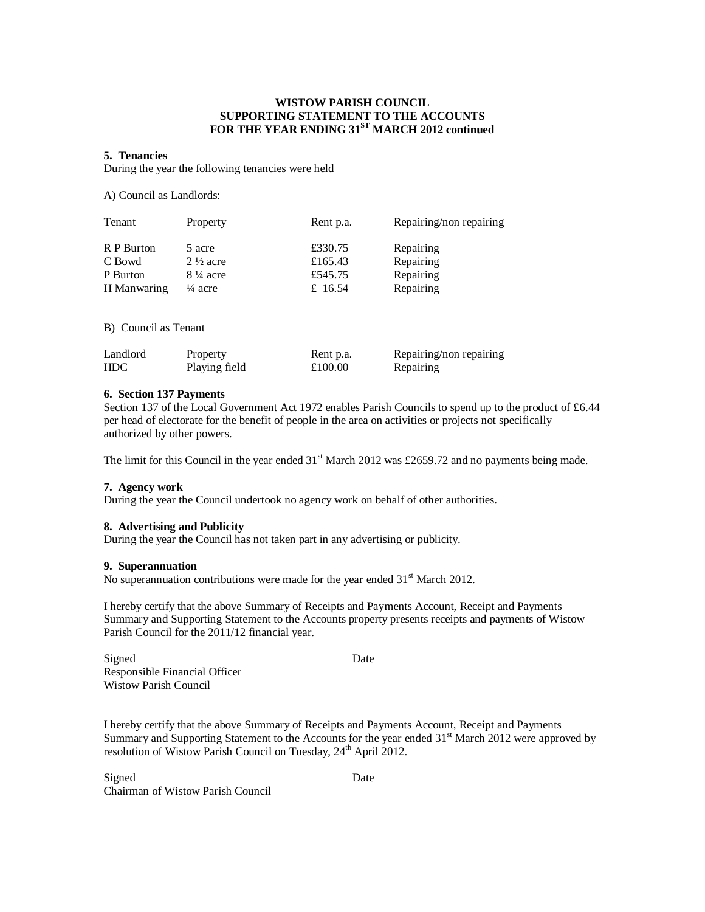**WISTOW PARISH COUNCIL**
**SUPPORTING STATEMENT TO THE ACCOUNTS**
**FOR THE YEAR ENDING 31ST MARCH 2012 continued**

**5. Tenancies**

During the year the following tenancies were held

A) Council as Landlords:

| Tenant | Property | Rent p.a. | Repairing/non repairing |
|---|---|---|---|
| R P Burton | 5 acre | £330.75 | Repairing |
| C Bowd | 2 ½ acre | £165.43 | Repairing |
| P Burton | 8 ¼ acre | £545.75 | Repairing |
| H Manwaring | ¼ acre | £ 16.54 | Repairing |

B) Council as Tenant

| Landlord | Property | Rent p.a. | Repairing/non repairing |
|---|---|---|---|
| HDC | Playing field | £100.00 | Repairing |

**6. Section 137 Payments**

Section 137 of the Local Government Act 1972 enables Parish Councils to spend up to the product of £6.44 per head of electorate for the benefit of people in the area on activities or projects not specifically authorized by other powers.

The limit for this Council in the year ended 31st March 2012 was £2659.72 and no payments being made.

**7. Agency work**

During the year the Council undertook no agency work on behalf of other authorities.

**8. Advertising and Publicity**

During the year the Council has not taken part in any advertising or publicity.

**9. Superannuation**

No superannuation contributions were made for the year ended 31st March 2012.

I hereby certify that the above Summary of Receipts and Payments Account, Receipt and Payments Summary and Supporting Statement to the Accounts property presents receipts and payments of Wistow Parish Council for the 2011/12 financial year.

Signed                                    Date

Responsible Financial Officer
Wistow Parish Council

I hereby certify that the above Summary of Receipts and Payments Account, Receipt and Payments Summary and Supporting Statement to the Accounts for the year ended 31st March 2012 were approved by resolution of Wistow Parish Council on Tuesday, 24th April 2012.

Signed                                    Date

Chairman of Wistow Parish Council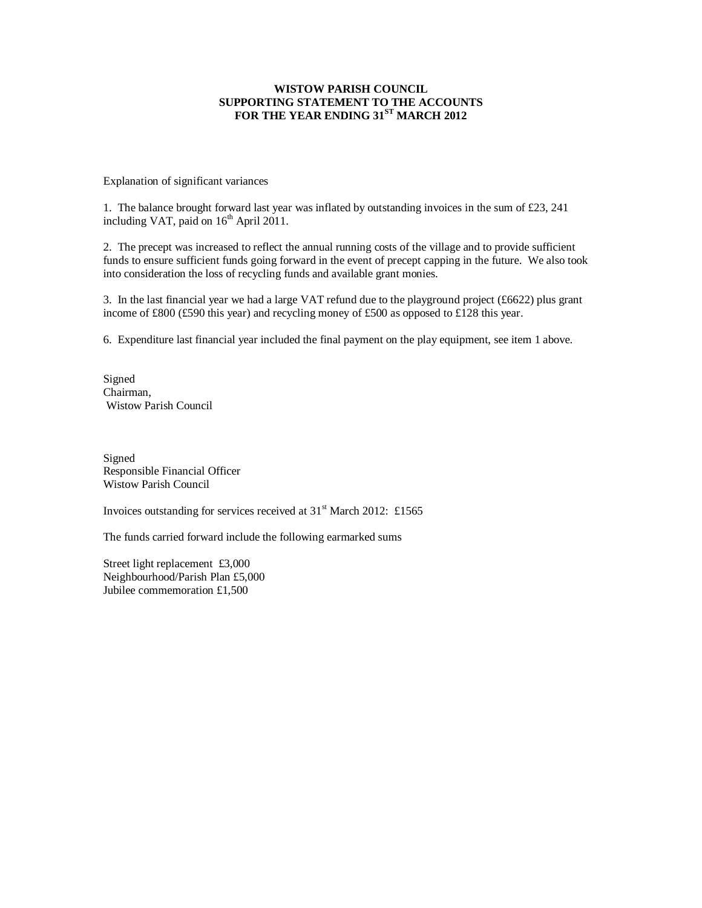**WISTOW PARISH COUNCIL**
**SUPPORTING STATEMENT TO THE ACCOUNTS**
**FOR THE YEAR ENDING 31ST MARCH 2012**

Explanation of significant variances

1. The balance brought forward last year was inflated by outstanding invoices in the sum of £23, 241 including VAT, paid on 16th April 2011.

2. The precept was increased to reflect the annual running costs of the village and to provide sufficient funds to ensure sufficient funds going forward in the event of precept capping in the future. We also took into consideration the loss of recycling funds and available grant monies.

3. In the last financial year we had a large VAT refund due to the playground project (£6622) plus grant income of £800 (£590 this year) and recycling money of £500 as opposed to £128 this year.

6. Expenditure last financial year included the final payment on the play equipment, see item 1 above.

Signed
Chairman,
Wistow Parish Council

Signed
Responsible Financial Officer
Wistow Parish Council

Invoices outstanding for services received at 31st March 2012: £1565

The funds carried forward include the following earmarked sums

Street light replacement £3,000
Neighbourhood/Parish Plan £5,000
Jubilee commemoration £1,500